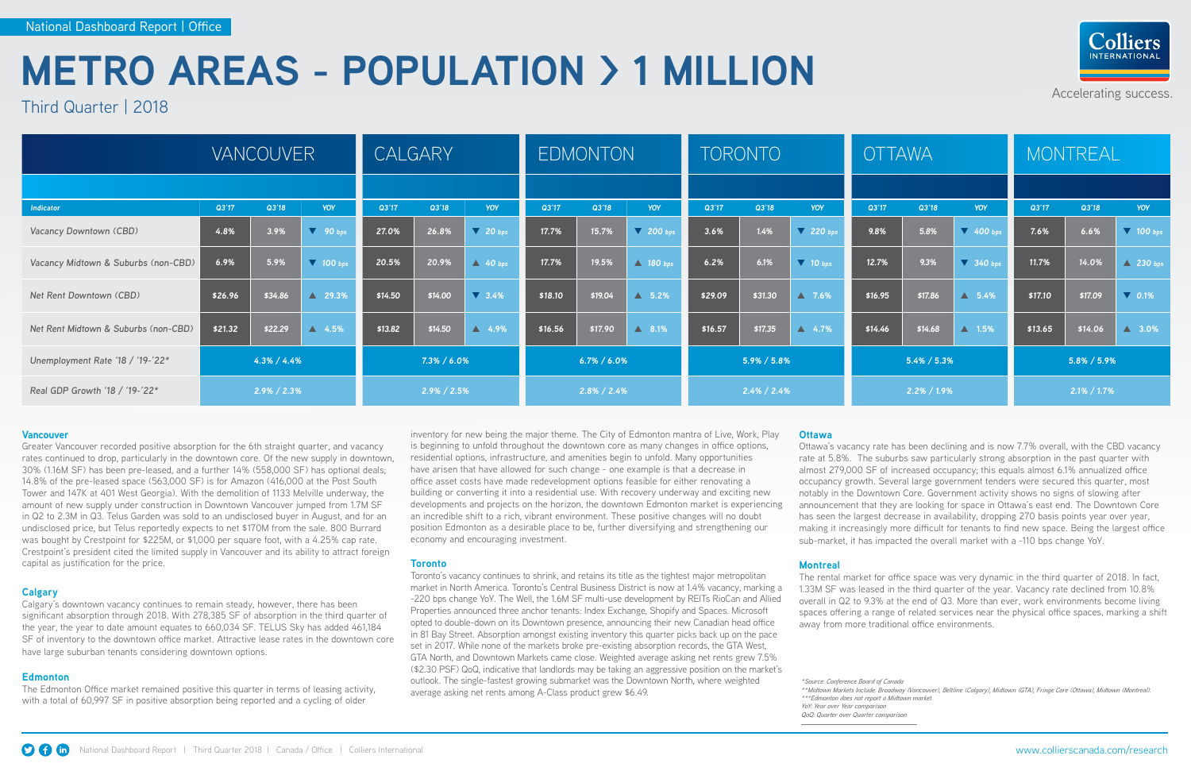National Dashboard Report | Office

# METRO AREAS - POPULATION > 1 MILLION

Third Quarter | 2018

| | VANCOUVER | | | CALGARY | | | EDMONTON | | | TORONTO | | | OTTAWA | | | MONTREAL | | |
|---|---|---|---|---|---|---|---|---|---|---|---|---|---|---|---|---|---|---|
| Indicator | Q3'17 | Q3'18 | YOY | Q3'17 | Q3'18 | YOY | Q3'17 | Q3'18 | YOY | Q3'17 | Q3'18 | YOY | Q3'17 | Q3'18 | YOY | Q3'17 | Q3'18 | YOY |
| Vacancy Downtown (CBD) | 4.8% | 3.9% | ▼ 90 bps | 27.0% | 26.8% | ▼ 20 bps | 17.7% | 15.7% | ▼ 200 bps | 3.6% | 1.4% | ▼ 220 bps | 9.8% | 5.8% | ▼ 400 bps | 7.6% | 6.6% | ▼ 100 bps |
| Vacancy Midtown & Suburbs (non-CBD) | 6.9% | 5.9% | ▼ 100 bps | 20.5% | 20.9% | ▲ 40 bps | 17.7% | 19.5% | ▲ 180 bps | 6.2% | 6.1% | ▼ 10 bps | 12.7% | 9.3% | ▼ 340 bps | 11.7% | 14.0% | ▲ 230 bps |
| Net Rent Downtown (CBD) | $26.96 | $34.86 | ▲ 29.3% | $14.50 | $14.00 | ▼ 3.4% | $18.10 | $19.04 | ▲ 5.2% | $29.09 | $31.30 | ▲ 7.6% | $16.95 | $17.86 | ▲ 5.4% | $17.10 | $17.09 | ▼ 0.1% |
| Net Rent Midtown & Suburbs (non-CBD) | $21.32 | $22.29 | ▲ 4.5% | $13.82 | $14.50 | ▲ 4.9% | $16.56 | $17.90 | ▲ 8.1% | $16.57 | $17.35 | ▲ 4.7% | $14.46 | $14.68 | ▲ 1.5% | $13.65 | $14.06 | ▲ 3.0% |
| Unemployment Rate '18 / '19-'22* | 4.3% / 4.4% | | | 7.3% / 6.0% | | | 6.7% / 6.0% | | | 5.9% / 5.8% | | | 5.4% / 5.3% | | | 5.8% / 5.9% | | |
| Real GDP Growth '18 / '19-'22* | 2.9% / 2.3% | | | 2.9% / 2.5% | | | 2.8% / 2.4% | | | 2.4% / 2.4% | | | 2.2% / 1.9% | | | 2.1% / 1.7% | | |

### Vancouver

Greater Vancouver recorded positive absorption for the 6th straight quarter, and vacancy rates continued to drop, particularly in the downtown core. Of the new supply in downtown, 30% (1.16M SF) has been pre-leased, and a further 14% (558,000 SF) has optional deals; 14.8% of the pre-leased space (563,000 SF) is for Amazon (416,000 at the Post South Tower and 147K at 401 West Georgia). With the demolition of 1133 Melville underway, the amount of new supply under construction in Downtown Vancouver jumped from 1.7M SF in Q2 to 2.3M in Q3. Telus Garden was sold to an undisclosed buyer in August, and for an undisclosed price, but Telus reportedly expects to net $170M from the sale. 800 Burrard was bought by Crestpoint for $225M, or $1,000 per square foot, with a 4.25% cap rate. Crestpoint's president cited the limited supply in Vancouver and its ability to attract foreign capital as justification for the price.

### Calgary

Calgary's downtown vacancy continues to remain steady, however, there has been significant absorption through 2018. With 278,385 SF of absorption in the third quarter of the year, the year to date amount equates to 660,034 SF. TELUS Sky has added 461,184 SF of inventory to the downtown office market. Attractive lease rates in the downtown core have large suburban tenants considering downtown options.

### Edmonton

The Edmonton Office market remained positive this quarter in terms of leasing activity, with a total of 60,997 SF in positive absorption being reported and a cycling of older inventory for new being the major theme. The City of Edmonton mantra of Live, Work, Play is beginning to unfold throughout the downtown core as many changes in office options, residential options, infrastructure, and amenities begin to unfold. Many opportunities have arisen that have allowed for such change - one example is that a decrease in office asset costs have made redevelopment options feasible for either renovating a building or converting it into a residential use. With recovery underway and exciting new developments and projects on the horizon, the downtown Edmonton market is experiencing an incredible shift to a rich, vibrant environment. These positive changes will no doubt position Edmonton as a desirable place to be, further diversifying and strengthening our economy and encouraging investment.

### Toronto

Toronto's vacancy continues to shrink, and retains its title as the tightest major metropolitan market in North America. Toronto's Central Business District is now at 1.4% vacancy, marking a -220 bps change YoY. The Well, the 1.6M SF multi-use development by REITs RioCan and Allied Properties announced three anchor tenants: Index Exchange, Shopify and Spaces. Microsoft opted to double-down on its Downtown presence, announcing their new Canadian head office in 81 Bay Street. Absorption amongst existing inventory this quarter picks back up on the pace set in 2017. While none of the markets broke pre-existing absorption records, the GTA West, GTA North, and Downtown Markets came close. Weighted average asking net rents grew 7.5% ($2.30 PSF) QoQ, indicative that landlords may be taking an aggressive position on the market's outlook. The single-fastest growing submarket was the Downtown North, where weighted average asking net rents among A-Class product grew $6.49.

### Ottawa

Ottawa's vacancy rate has been declining and is now 7.7% overall, with the CBD vacancy rate at 5.8%. The suburbs saw particularly strong absorption in the past quarter with almost 279,000 SF of increased occupancy; this equals almost 6.1% annualized office occupancy growth. Several large government tenders were secured this quarter, most notably in the Downtown Core. Government activity shows no signs of slowing after announcement that they are looking for space in Ottawa's east end. The Downtown Core has seen the largest decrease in availability, dropping 270 basis points year over year, making it increasingly more difficult for tenants to find new space. Being the largest office sub-market, it has impacted the overall market with a -110 bps change YoY.

### Montreal

The rental market for office space was very dynamic in the third quarter of 2018. In fact, 1.33M SF was leased in the third quarter of the year. Vacancy rate declined from 10.8% overall in Q2 to 9.3% at the end of Q3. More than ever, work environments become living spaces offering a range of related services near the physical office spaces, marking a shift away from more traditional office environments.

*\*Source: Conference Board of Canada*
*\*\*Midtown Markets Include: Broadway (Vancouver), Beltline (Calgary), Midtown (GTA), Fringe Core (Ottawa), Midtown (Montreal).*
*\*\*\*Edmonton does not report a Midtown market.*
*YoY: Year over Year comparison*
*QoQ: Quarter over Quarter comparison*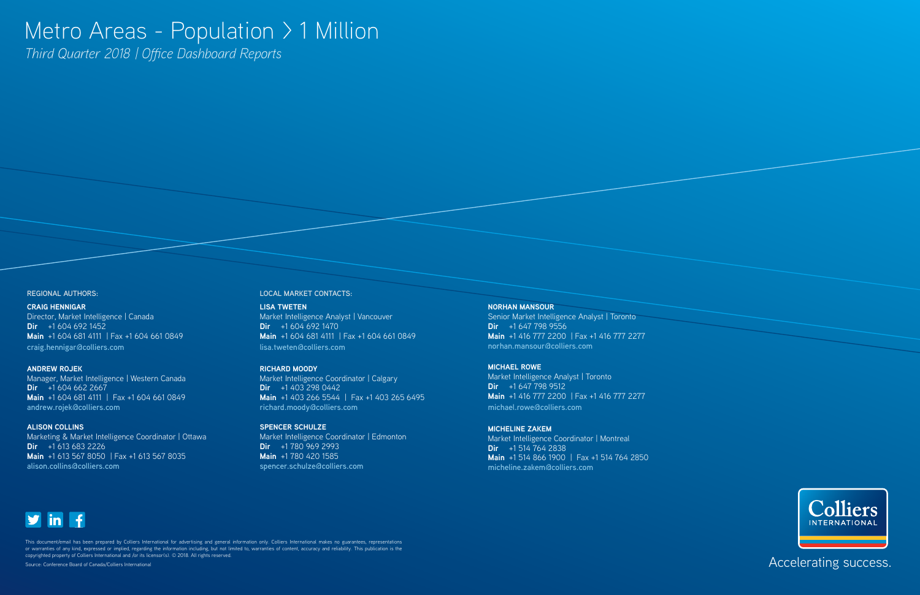# Metro Areas - Population > 1 Million

*Third Quarter 2018 | Office Dashboard Reports*

REGIONAL AUTHORS:

**CRAIG HENNIGAR**
Director, Market Intelligence | Canada
**Dir** +1 604 692 1452
**Main** +1 604 681 4111 | Fax +1 604 661 0849
craig.hennigar@colliers.com

**ANDREW ROJEK**
Manager, Market Intelligence | Western Canada
**Dir** +1 604 662 2667
**Main** +1 604 681 4111 | Fax +1 604 661 0849
andrew.rojek@colliers.com

**ALISON COLLINS**
Marketing & Market Intelligence Coordinator | Ottawa
**Dir** +1 613 683 2226
**Main** +1 613 567 8050 | Fax +1 613 567 8035
alison.collins@colliers.com

LOCAL MARKET CONTACTS:

**LISA TWETEN**
Market Intelligence Analyst | Vancouver
**Dir** +1 604 692 1470
**Main** +1 604 681 4111 | Fax +1 604 661 0849
lisa.tweten@colliers.com

**RICHARD MOODY**
Market Intelligence Coordinator | Calgary
**Dir** +1 403 298 0442
**Main** +1 403 266 5544 | Fax +1 403 265 6495
richard.moody@colliers.com

**SPENCER SCHULZE**
Market Intelligence Coordinator | Edmonton
**Dir** +1 780 969 2993
**Main** +1 780 420 1585
spencer.schulze@colliers.com

**NORHAN MANSOUR**
Senior Market Intelligence Analyst | Toronto
**Dir** +1 647 798 9556
**Main** +1 416 777 2200 | Fax +1 416 777 2277
norhan.mansour@colliers.com

**MICHAEL ROWE**
Market Intelligence Analyst | Toronto
**Dir** +1 647 798 9512
**Main** +1 416 777 2200 | Fax +1 416 777 2277
michael.rowe@colliers.com

**MICHELINE ZAKEM**
Market Intelligence Coordinator | Montreal
**Dir** +1 514 764 2838
**Main** +1 514 866 1900 | Fax +1 514 764 2850
micheline.zakem@colliers.com

This document/email has been prepared by Colliers International for advertising and general information only. Colliers International makes no guarantees, representations or warranties of any kind, expressed or implied, regarding the information including, but not limited to, warranties of content, accuracy and reliability. This publication is the copyrighted property of Colliers International and /or its licensor(s). © 2018. All rights reserved.

Source: Conference Board of Canada/Colliers International

Colliers INTERNATIONAL

Accelerating success.